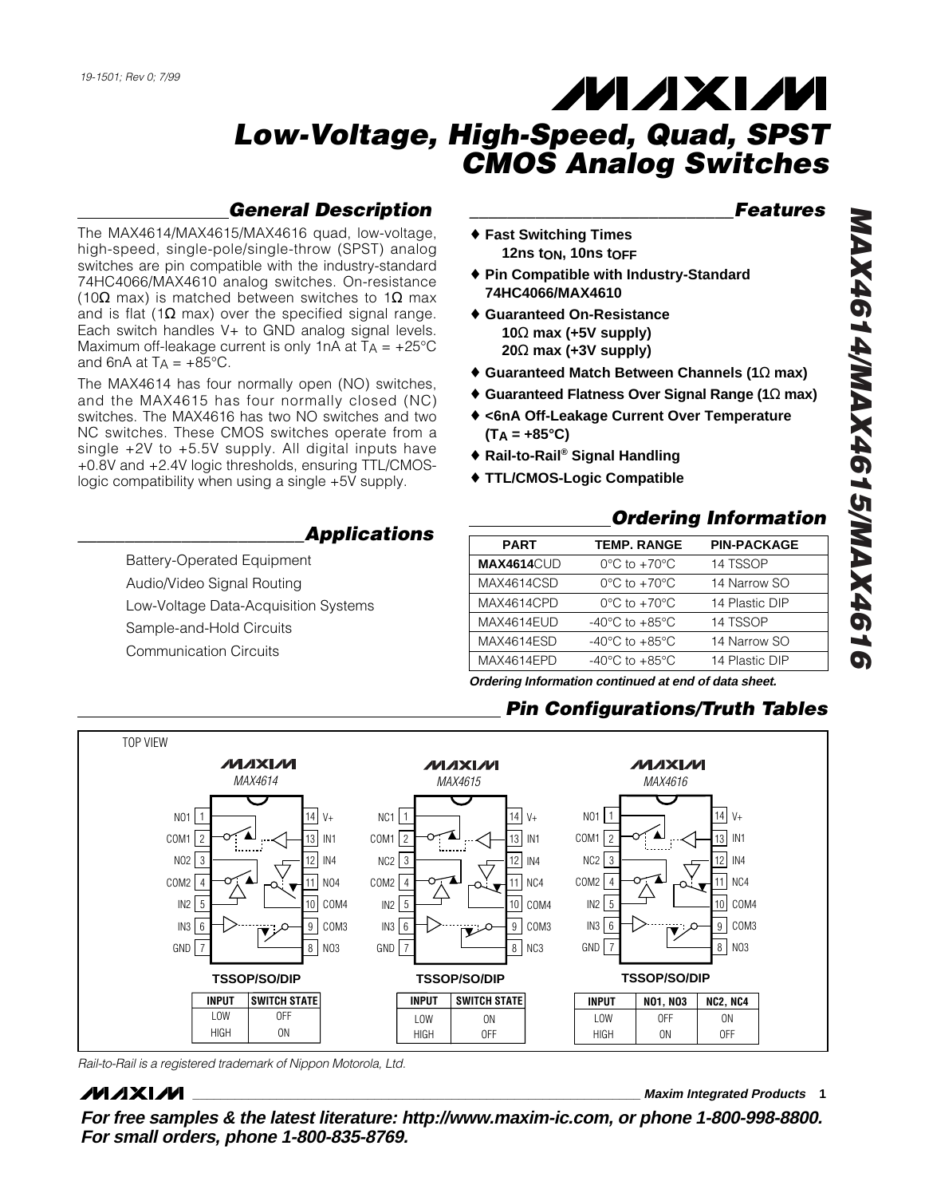19-1501; Rev 0; 7/99

# Low-Voltage, High-Speed, Quad, SPST CMOS Analog Switches

## General Description

The MAX4614/MAX4615/MAX4616 quad, low-voltage, high-speed, single-pole/single-throw (SPST) analog switches are pin compatible with the industry-standard 74HC4066/MAX4610 analog switches. On-resistance (10Ω max) is matched between switches to 1Ω max and is flat (1Ω max) over the specified signal range. Each switch handles V+ to GND analog signal levels. Maximum off-leakage current is only 1nA at $T_A$ = +25°C and 6nA at $T_A$ = +85°C.

The MAX4614 has four normally open (NO) switches, and the MAX4615 has four normally closed (NC) switches. The MAX4616 has two NO switches and two NC switches. These CMOS switches operate from a single +2V to +5.5V supply. All digital inputs have +0.8V and +2.4V logic thresholds, ensuring TTL/CMOS-logic compatibility when using a single +5V supply.

## Applications

- Battery-Operated Equipment
- Audio/Video Signal Routing
- Low-Voltage Data-Acquisition Systems
- Sample-and-Hold Circuits
- Communication Circuits

## Features

- ♦ **Fast Switching Times**
  **12ns $t_{ON}$, 10ns $t_{OFF}$**
- ♦ **Pin Compatible with Industry-Standard 74HC4066/MAX4610**
- ♦ **Guaranteed On-Resistance**
  **10Ω max (+5V supply)**
  **20Ω max (+3V supply)**
- ♦ **Guaranteed Match Between Channels (1Ω max)**
- ♦ **Guaranteed Flatness Over Signal Range (1Ω max)**
- ♦ **<6nA Off-Leakage Current Over Temperature ($T_A$ = +85°C)**
- ♦ **Rail-to-Rail® Signal Handling**
- ♦ **TTL/CMOS-Logic Compatible**

## Ordering Information

| PART | TEMP. RANGE | PIN-PACKAGE |
|---|---|---|
| **MAX4614**CUD | 0°C to +70°C | 14 TSSOP |
| MAX4614CSD | 0°C to +70°C | 14 Narrow SO |
| MAX4614CPD | 0°C to +70°C | 14 Plastic DIP |
| MAX4614EUD | -40°C to +85°C | 14 TSSOP |
| MAX4614ESD | -40°C to +85°C | 14 Narrow SO |
| MAX4614EPD | -40°C to +85°C | 14 Plastic DIP |

***Ordering Information continued at end of data sheet.***

## Pin Configurations/Truth Tables

TOP VIEW

**MAX4614** (TSSOP/SO/DIP)

| Pin | Name | Pin | Name |
|---|---|---|---|
| 1 | NO1 | 14 | V+ |
| 2 | COM1 | 13 | IN1 |
| 3 | NO2 | 12 | IN4 |
| 4 | COM2 | 11 | NO4 |
| 5 | IN2 | 10 | COM4 |
| 6 | IN3 | 9 | COM3 |
| 7 | GND | 8 | NO3 |

| INPUT | SWITCH STATE |
|---|---|
| LOW | OFF |
| HIGH | ON |

**MAX4615** (TSSOP/SO/DIP)

| Pin | Name | Pin | Name |
|---|---|---|---|
| 1 | NC1 | 14 | V+ |
| 2 | COM1 | 13 | IN1 |
| 3 | NC2 | 12 | IN4 |
| 4 | COM2 | 11 | NC4 |
| 5 | IN2 | 10 | COM4 |
| 6 | IN3 | 9 | COM3 |
| 7 | GND | 8 | NC3 |

| INPUT | SWITCH STATE |
|---|---|
| LOW | ON |
| HIGH | OFF |

**MAX4616** (TSSOP/SO/DIP)

| Pin | Name | Pin | Name |
|---|---|---|---|
| 1 | NO1 | 14 | V+ |
| 2 | COM1 | 13 | IN1 |
| 3 | NC2 | 12 | IN4 |
| 4 | COM2 | 11 | NC4 |
| 5 | IN2 | 10 | COM4 |
| 6 | IN3 | 9 | COM3 |
| 7 | GND | 8 | NO3 |

| INPUT | NO1, NO3 | NC2, NC4 |
|---|---|---|
| LOW | OFF | ON |
| HIGH | ON | OFF |

*Rail-to-Rail is a registered trademark of Nippon Motorola, Ltd.*

***For free samples & the latest literature: http://www.maxim-ic.com, or phone 1-800-998-8800. For small orders, phone 1-800-835-8769.***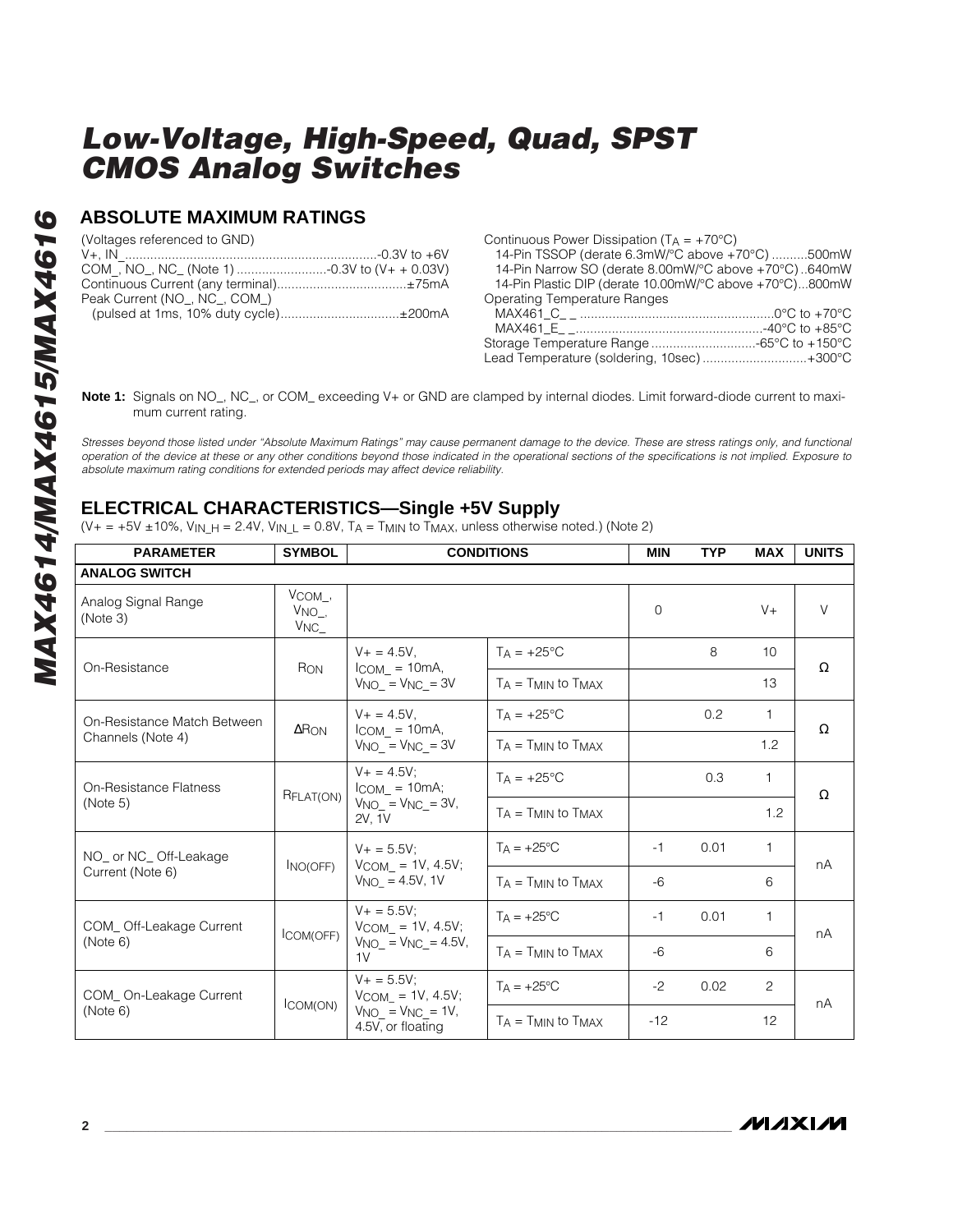# Low-Voltage, High-Speed, Quad, SPST CMOS Analog Switches

## ABSOLUTE MAXIMUM RATINGS

(Voltages referenced to GND)
V+, IN_ ....................................................................-0.3V to +6V
COM_, NO_, NC_ (Note 1) .........................-0.3V to (V+ + 0.03V)
Continuous Current (any terminal)....................................±75mA
Peak Current (NO_, NC_, COM_)
(pulsed at 1ms, 10% duty cycle).................................±200mA

Continuous Power Dissipation ($T_A$ = +70°C)
14-Pin TSSOP (derate 6.3mW/°C above +70°C) ..........500mW
14-Pin Narrow SO (derate 8.00mW/°C above +70°C) ..640mW
14-Pin Plastic DIP (derate 10.00mW/°C above +70°C)...800mW
Operating Temperature Ranges
MAX461_C_ _ .....................................................0°C to +70°C
MAX461_E_ _ ..................................................-40°C to +85°C
Storage Temperature Range .............................-65°C to +150°C
Lead Temperature (soldering, 10sec) .............................+300°C

**Note 1:** Signals on NO_, NC_, or COM_ exceeding V+ or GND are clamped by internal diodes. Limit forward-diode current to maximum current rating.

*Stresses beyond those listed under "Absolute Maximum Ratings" may cause permanent damage to the device. These are stress ratings only, and functional operation of the device at these or any other conditions beyond those indicated in the operational sections of the specifications is not implied. Exposure to absolute maximum rating conditions for extended periods may affect device reliability.*

## ELECTRICAL CHARACTERISTICS—Single +5V Supply

(V+ = +5V ±10%, $V_{IN\_H}$ = 2.4V, $V_{IN\_L}$ = 0.8V, $T_A$ = $T_{MIN}$ to $T_{MAX}$, unless otherwise noted.) (Note 2)

| PARAMETER | SYMBOL | CONDITIONS | | MIN | TYP | MAX | UNITS |
|---|---|---|---|---|---|---|---|
| **ANALOG SWITCH** | | | | | | | |
| Analog Signal Range (Note 3) | $V_{COM\_}$, $V_{NO\_}$, $V_{NC\_}$ | | | 0 | | V+ | V |
| On-Resistance | $R_{ON}$ | V+ = 4.5V, $I_{COM\_}$ = 10mA, $V_{NO\_}$ = $V_{NC\_}$ = 3V | $T_A$ = +25°C | | 8 | 10 | Ω |
| | | | $T_A$ = $T_{MIN}$ to $T_{MAX}$ | | | 13 | |
| On-Resistance Match Between Channels (Note 4) | $\Delta R_{ON}$ | V+ = 4.5V, $I_{COM\_}$ = 10mA, $V_{NO\_}$ = $V_{NC\_}$ = 3V | $T_A$ = +25°C | | 0.2 | 1 | Ω |
| | | | $T_A$ = $T_{MIN}$ to $T_{MAX}$ | | | 1.2 | |
| On-Resistance Flatness (Note 5) | $R_{FLAT(ON)}$ | V+ = 4.5V; $I_{COM\_}$ = 10mA; $V_{NO\_}$ = $V_{NC\_}$ = 3V, 2V, 1V | $T_A$ = +25°C | | 0.3 | 1 | Ω |
| | | | $T_A$ = $T_{MIN}$ to $T_{MAX}$ | | | 1.2 | |
| NO_ or NC_ Off-Leakage Current (Note 6) | $I_{NO(OFF)}$ | V+ = 5.5V; $V_{COM\_}$ = 1V, 4.5V; $V_{NO\_}$ = 4.5V, 1V | $T_A$ = +25°C | -1 | 0.01 | 1 | nA |
| | | | $T_A$ = $T_{MIN}$ to $T_{MAX}$ | -6 | | 6 | |
| COM_ Off-Leakage Current (Note 6) | $I_{COM(OFF)}$ | V+ = 5.5V; $V_{COM\_}$ = 1V, 4.5V; $V_{NO\_}$ = $V_{NC\_}$ = 4.5V, 1V | $T_A$ = +25°C | -1 | 0.01 | 1 | nA |
| | | | $T_A$ = $T_{MIN}$ to $T_{MAX}$ | -6 | | 6 | |
| COM_ On-Leakage Current (Note 6) | $I_{COM(ON)}$ | V+ = 5.5V; $V_{COM\_}$ = 1V, 4.5V; $V_{NO\_}$ = $V_{NC\_}$ = 1V, 4.5V, or floating | $T_A$ = +25°C | -2 | 0.02 | 2 | nA |
| | | | $T_A$ = $T_{MIN}$ to $T_{MAX}$ | -12 | | 12 | |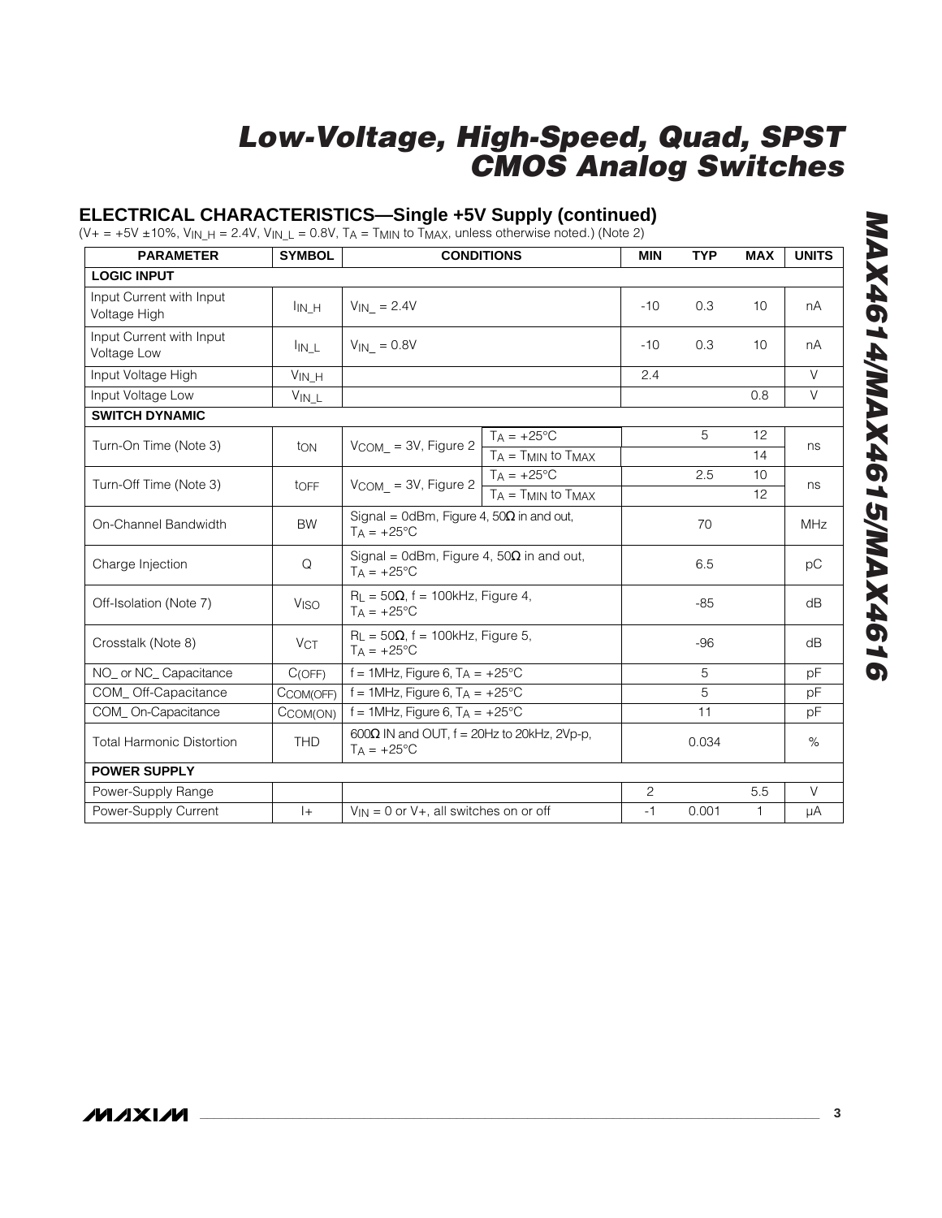## ELECTRICAL CHARACTERISTICS—Single +5V Supply (continued)

(V+ = +5V ±10%, $V_{IN\_H}$ = 2.4V, $V_{IN\_L}$ = 0.8V, $T_A$ = $T_{MIN}$ to $T_{MAX}$, unless otherwise noted.) (Note 2)

| PARAMETER | SYMBOL | CONDITIONS | | MIN | TYP | MAX | UNITS |
|---|---|---|---|---|---|---|---|
| **LOGIC INPUT** | | | | | | | |
| Input Current with Input Voltage High | $I_{IN\_H}$ | $V_{IN\_}$ = 2.4V | | -10 | 0.3 | 10 | nA |
| Input Current with Input Voltage Low | $I_{IN\_L}$ | $V_{IN\_}$ = 0.8V | | -10 | 0.3 | 10 | nA |
| Input Voltage High | $V_{IN\_H}$ | | | 2.4 | | | V |
| Input Voltage Low | $V_{IN\_L}$ | | | | | 0.8 | V |
| **SWITCH DYNAMIC** | | | | | | | |
| Turn-On Time (Note 3) | $t_{ON}$ | $V_{COM\_}$ = 3V, Figure 2 | $T_A$ = +25°C | | 5 | 12 | ns |
| | | | $T_A$ = $T_{MIN}$ to $T_{MAX}$ | | | 14 | |
| Turn-Off Time (Note 3) | $t_{OFF}$ | $V_{COM\_}$ = 3V, Figure 2 | $T_A$ = +25°C | | 2.5 | 10 | ns |
| | | | $T_A$ = $T_{MIN}$ to $T_{MAX}$ | | | 12 | |
| On-Channel Bandwidth | BW | Signal = 0dBm, Figure 4, 50Ω in and out, $T_A$ = +25°C | | | 70 | | MHz |
| Charge Injection | Q | Signal = 0dBm, Figure 4, 50Ω in and out, $T_A$ = +25°C | | | 6.5 | | pC |
| Off-Isolation (Note 7) | $V_{ISO}$ | $R_L$ = 50Ω, f = 100kHz, Figure 4, $T_A$ = +25°C | | | -85 | | dB |
| Crosstalk (Note 8) | $V_{CT}$ | $R_L$ = 50Ω, f = 100kHz, Figure 5, $T_A$ = +25°C | | | -96 | | dB |
| NO_ or NC_ Capacitance | $C_{(OFF)}$ | f = 1MHz, Figure 6, $T_A$ = +25°C | | | 5 | | pF |
| COM_ Off-Capacitance | $C_{COM(OFF)}$ | f = 1MHz, Figure 6, $T_A$ = +25°C | | | 5 | | pF |
| COM_ On-Capacitance | $C_{COM(ON)}$ | f = 1MHz, Figure 6, $T_A$ = +25°C | | | 11 | | pF |
| Total Harmonic Distortion | THD | 600Ω IN and OUT, f = 20Hz to 20kHz, 2Vp-p, $T_A$ = +25°C | | | 0.034 | | % |
| **POWER SUPPLY** | | | | | | | |
| Power-Supply Range | | | | 2 | | 5.5 | V |
| Power-Supply Current | I+ | $V_{IN}$ = 0 or V+, all switches on or off | | -1 | 0.001 | 1 | µA |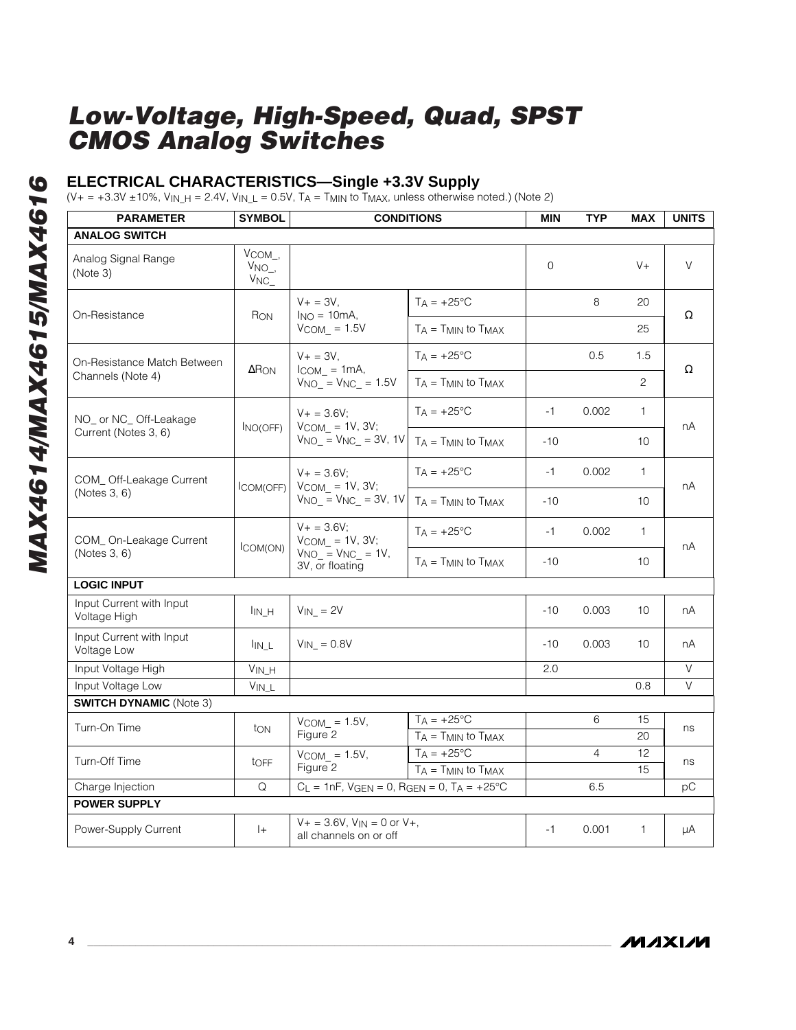## ELECTRICAL CHARACTERISTICS—Single +3.3V Supply

(V+ = +3.3V ±10%, $V_{IN\_H}$ = 2.4V, $V_{IN\_L}$ = 0.5V, $T_A$ = $T_{MIN}$ to $T_{MAX}$, unless otherwise noted.) (Note 2)

| PARAMETER | SYMBOL | CONDITIONS | | MIN | TYP | MAX | UNITS |
|---|---|---|---|---|---|---|---|
| **ANALOG SWITCH** | | | | | | | |
| Analog Signal Range (Note 3) | $V_{COM\_}$, $V_{NO\_}$, $V_{NC\_}$ | | | 0 | | V+ | V |
| On-Resistance | $R_{ON}$ | V+ = 3V, $I_{NO}$ = 10mA, $V_{COM\_}$ = 1.5V | $T_A$ = +25°C | | 8 | 20 | Ω |
| | | | $T_A$ = $T_{MIN}$ to $T_{MAX}$ | | | 25 | |
| On-Resistance Match Between Channels (Note 4) | $\Delta R_{ON}$ | V+ = 3V, $I_{COM\_}$ = 1mA, $V_{NO\_}$ = $V_{NC\_}$ = 1.5V | $T_A$ = +25°C | | 0.5 | 1.5 | Ω |
| | | | $T_A$ = $T_{MIN}$ to $T_{MAX}$ | | | 2 | |
| NO_ or NC_ Off-Leakage Current (Notes 3, 6) | $I_{NO(OFF)}$ | V+ = 3.6V; $V_{COM\_}$ = 1V, 3V; $V_{NO\_}$ = $V_{NC\_}$ = 3V, 1V | $T_A$ = +25°C | -1 | 0.002 | 1 | nA |
| | | | $T_A$ = $T_{MIN}$ to $T_{MAX}$ | -10 | | 10 | |
| COM_ Off-Leakage Current (Notes 3, 6) | $I_{COM(OFF)}$ | V+ = 3.6V; $V_{COM\_}$ = 1V, 3V; $V_{NO\_}$ = $V_{NC\_}$ = 3V, 1V | $T_A$ = +25°C | -1 | 0.002 | 1 | nA |
| | | | $T_A$ = $T_{MIN}$ to $T_{MAX}$ | -10 | | 10 | |
| COM_ On-Leakage Current (Notes 3, 6) | $I_{COM(ON)}$ | V+ = 3.6V; $V_{COM\_}$ = 1V, 3V; $V_{NO\_}$ = $V_{NC\_}$ = 1V, 3V, or floating | $T_A$ = +25°C | -1 | 0.002 | 1 | nA |
| | | | $T_A$ = $T_{MIN}$ to $T_{MAX}$ | -10 | | 10 | |
| **LOGIC INPUT** | | | | | | | |
| Input Current with Input Voltage High | $I_{IN\_H}$ | $V_{IN\_}$ = 2V | | -10 | 0.003 | 10 | nA |
| Input Current with Input Voltage Low | $I_{IN\_L}$ | $V_{IN\_}$ = 0.8V | | -10 | 0.003 | 10 | nA |
| Input Voltage High | $V_{IN\_H}$ | | | 2.0 | | | V |
| Input Voltage Low | $V_{IN\_L}$ | | | | | 0.8 | V |
| **SWITCH DYNAMIC** (Note 3) | | | | | | | |
| Turn-On Time | $t_{ON}$ | $V_{COM\_}$ = 1.5V, Figure 2 | $T_A$ = +25°C | | 6 | 15 | ns |
| | | | $T_A$ = $T_{MIN}$ to $T_{MAX}$ | | | 20 | |
| Turn-Off Time | $t_{OFF}$ | $V_{COM\_}$ = 1.5V, Figure 2 | $T_A$ = +25°C | | 4 | 12 | ns |
| | | | $T_A$ = $T_{MIN}$ to $T_{MAX}$ | | | 15 | |
| Charge Injection | Q | $C_L$ = 1nF, $V_{GEN}$ = 0, $R_{GEN}$ = 0, $T_A$ = +25°C | | | 6.5 | | pC |
| **POWER SUPPLY** | | | | | | | |
| Power-Supply Current | I+ | V+ = 3.6V, $V_{IN}$ = 0 or V+, all channels on or off | | -1 | 0.001 | 1 | µA |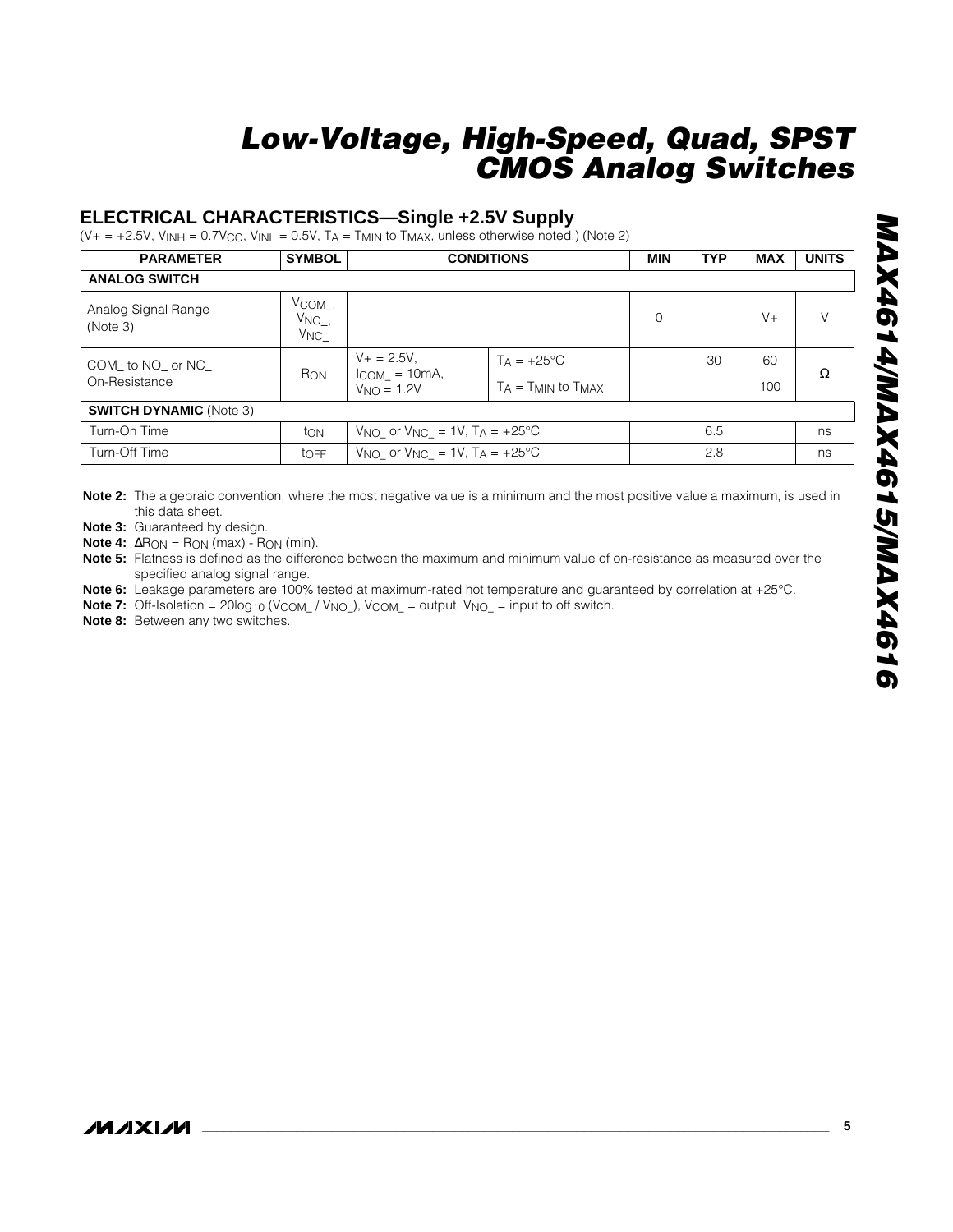## ELECTRICAL CHARACTERISTICS—Single +2.5V Supply

($V+ = +2.5V$, $V_{INH} = 0.7V_{CC}$, $V_{INL} = 0.5V$, $T_A = T_{MIN}$ to $T_{MAX}$, unless otherwise noted.) (Note 2)

| PARAMETER | SYMBOL | CONDITIONS | | MIN | TYP | MAX | UNITS |
|---|---|---|---|---|---|---|---|
| **ANALOG SWITCH** | | | | | | | |
| Analog Signal Range (Note 3) | $V_{COM\_}$, $V_{NO\_}$, $V_{NC\_}$ | | | 0 | | V+ | V |
| COM_ to NO_ or NC_ On-Resistance | $R_{ON}$ | $V+ = 2.5V$, $I_{COM\_} = 10mA$, $V_{NO} = 1.2V$ | $T_A = +25°C$ | | 30 | 60 | Ω |
| | | | $T_A = T_{MIN}$ to $T_{MAX}$ | | | 100 | |
| **SWITCH DYNAMIC** (Note 3) | | | | | | | |
| Turn-On Time | $t_{ON}$ | $V_{NO\_}$ or $V_{NC\_} = 1V$, $T_A = +25°C$ | | | 6.5 | | ns |
| Turn-Off Time | $t_{OFF}$ | $V_{NO\_}$ or $V_{NC\_} = 1V$, $T_A = +25°C$ | | | 2.8 | | ns |

**Note 2:** The algebraic convention, where the most negative value is a minimum and the most positive value a maximum, is used in this data sheet.

**Note 3:** Guaranteed by design.

**Note 4:** $\Delta R_{ON} = R_{ON}$ (max) - $R_{ON}$ (min).

**Note 5:** Flatness is defined as the difference between the maximum and minimum value of on-resistance as measured over the specified analog signal range.

**Note 6:** Leakage parameters are 100% tested at maximum-rated hot temperature and guaranteed by correlation at +25°C.

**Note 7:** Off-Isolation = $20\log_{10}(V_{COM\_} / V_{NO\_})$, $V_{COM\_}$ = output, $V_{NO\_}$ = input to off switch.

**Note 8:** Between any two switches.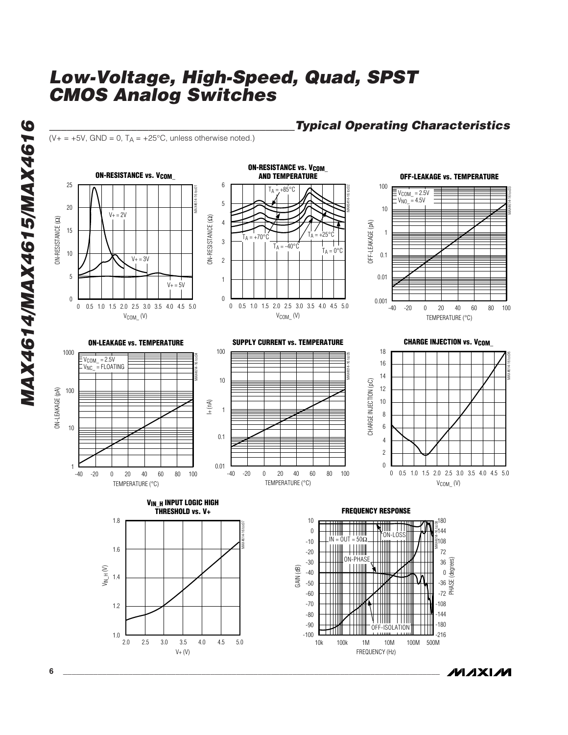## Typical Operating Characteristics

($V+ = +5V$, GND = 0, $T_A = +25°C$, unless otherwise noted.)

**ON-RESISTANCE vs. $V_{COM\_}$**

**ON-RESISTANCE vs. $V_{COM\_}$ AND TEMPERATURE**

**OFF-LEAKAGE vs. TEMPERATURE**

**ON-LEAKAGE vs. TEMPERATURE**

**SUPPLY CURRENT vs. TEMPERATURE**

**CHARGE INJECTION vs. $V_{COM\_}$**

**$V_{IN\_H}$ INPUT LOGIC HIGH THRESHOLD vs. V+**

**FREQUENCY RESPONSE**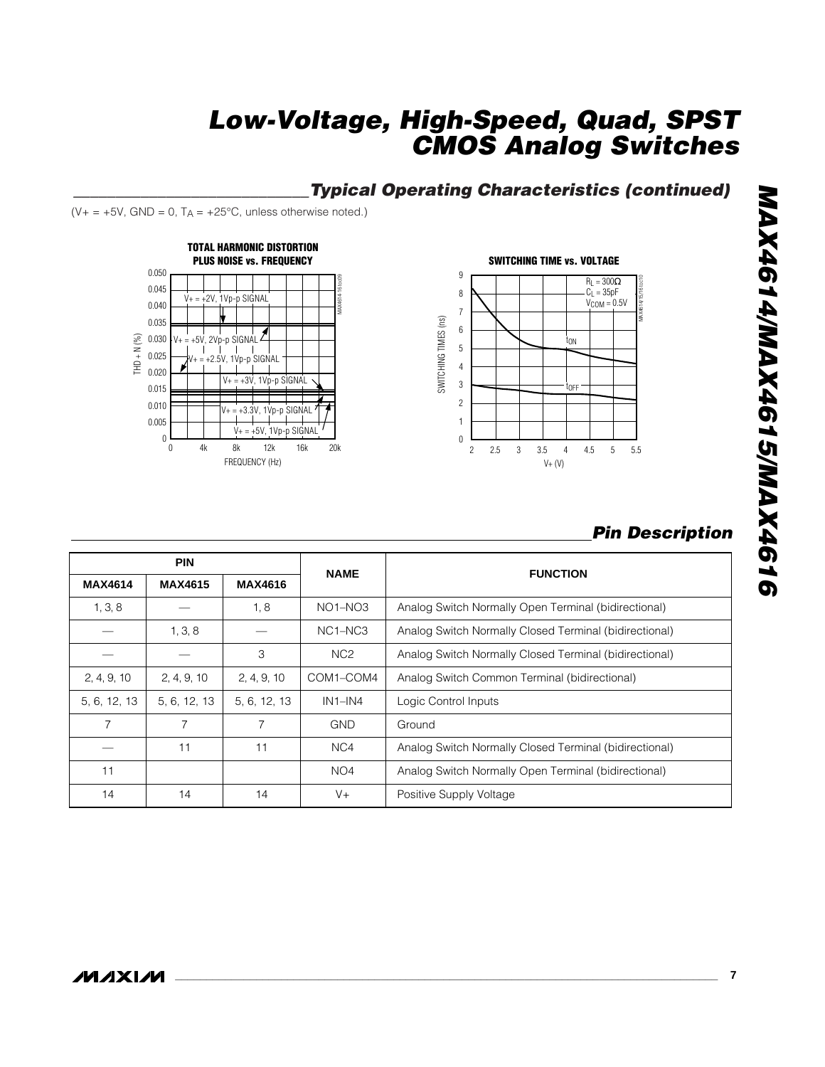## Typical Operating Characteristics (continued)

($V+ = +5V$, GND = 0, $T_A = +25°C$, unless otherwise noted.)

**TOTAL HARMONIC DISTORTION PLUS NOISE vs. FREQUENCY**

**SWITCHING TIME vs. VOLTAGE**

## Pin Description

| PIN | | | NAME | FUNCTION |
|---|---|---|---|---|
| MAX4614 | MAX4615 | MAX4616 | | |
| 1, 3, 8 | — | 1, 8 | NO1–NO3 | Analog Switch Normally Open Terminal (bidirectional) |
| — | 1, 3, 8 | — | NC1–NC3 | Analog Switch Normally Closed Terminal (bidirectional) |
| — | — | 3 | NC2 | Analog Switch Normally Closed Terminal (bidirectional) |
| 2, 4, 9, 10 | 2, 4, 9, 10 | 2, 4, 9, 10 | COM1–COM4 | Analog Switch Common Terminal (bidirectional) |
| 5, 6, 12, 13 | 5, 6, 12, 13 | 5, 6, 12, 13 | IN1–IN4 | Logic Control Inputs |
| 7 | 7 | 7 | GND | Ground |
| — | 11 | 11 | NC4 | Analog Switch Normally Closed Terminal (bidirectional) |
| 11 | | | NO4 | Analog Switch Normally Open Terminal (bidirectional) |
| 14 | 14 | 14 | V+ | Positive Supply Voltage |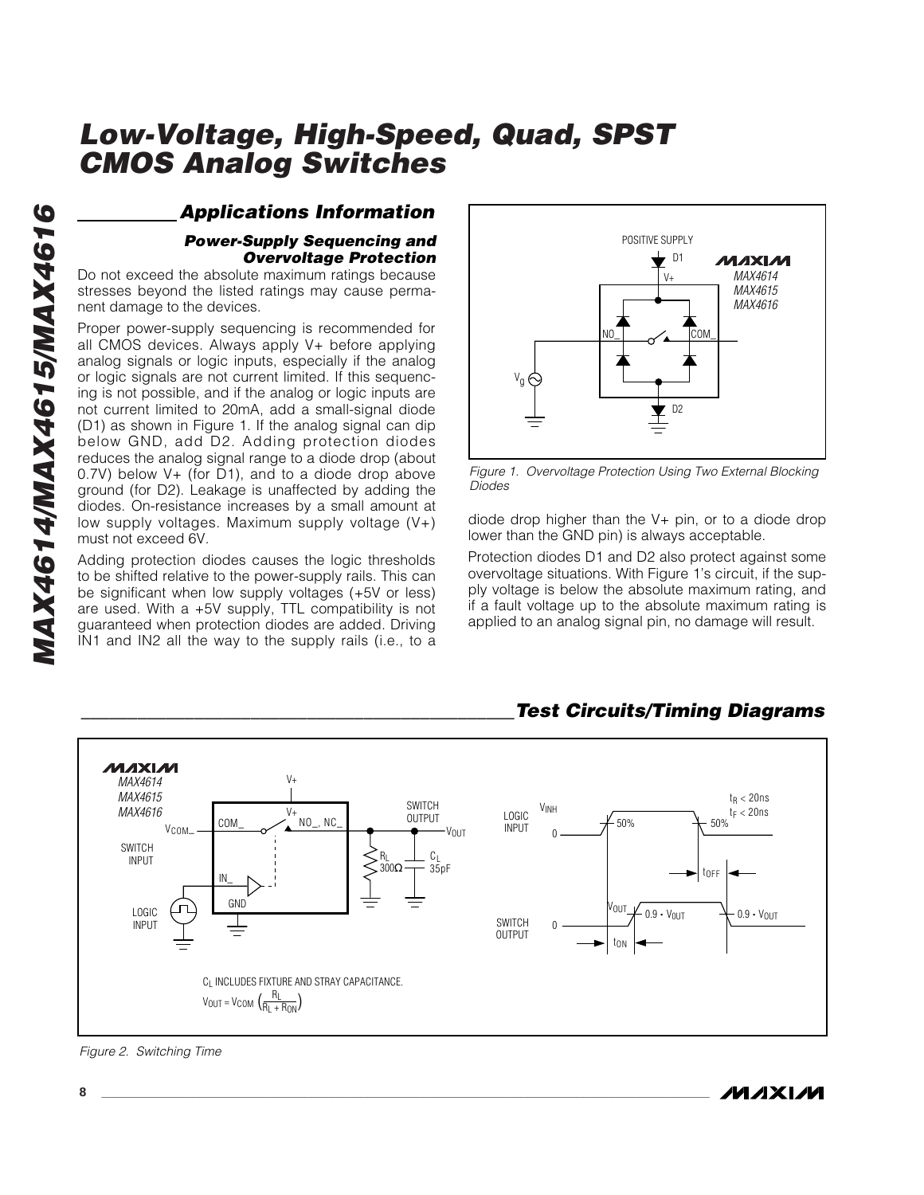## Applications Information

### Power-Supply Sequencing and Overvoltage Protection

Do not exceed the absolute maximum ratings because stresses beyond the listed ratings may cause permanent damage to the devices.

Proper power-supply sequencing is recommended for all CMOS devices. Always apply V+ before applying analog signals or logic inputs, especially if the analog or logic signals are not current limited. If this sequencing is not possible, and if the analog or logic inputs are not current limited to 20mA, add a small-signal diode (D1) as shown in Figure 1. If the analog signal can dip below GND, add D2. Adding protection diodes reduces the analog signal range to a diode drop (about 0.7V) below V+ (for D1), and to a diode drop above ground (for D2). Leakage is unaffected by adding the diodes. On-resistance increases by a small amount at low supply voltages. Maximum supply voltage (V+) must not exceed 6V.

Adding protection diodes causes the logic thresholds to be shifted relative to the power-supply rails. This can be significant when low supply voltages (+5V or less) are used. With a +5V supply, TTL compatibility is not guaranteed when protection diodes are added. Driving IN1 and IN2 all the way to the supply rails (i.e., to a diode drop higher than the V+ pin, or to a diode drop lower than the GND pin) is always acceptable.

Protection diodes D1 and D2 also protect against some overvoltage situations. With Figure 1's circuit, if the supply voltage is below the absolute maximum rating, and if a fault voltage up to the absolute maximum rating is applied to an analog signal pin, no damage will result.

*Figure 1. Overvoltage Protection Using Two External Blocking Diodes*

## Test Circuits/Timing Diagrams

$C_L$ INCLUDES FIXTURE AND STRAY CAPACITANCE.

$$V_{OUT} = V_{COM} \left( \frac{R_L}{R_L + R_{ON}} \right)$$

*Figure 2. Switching Time*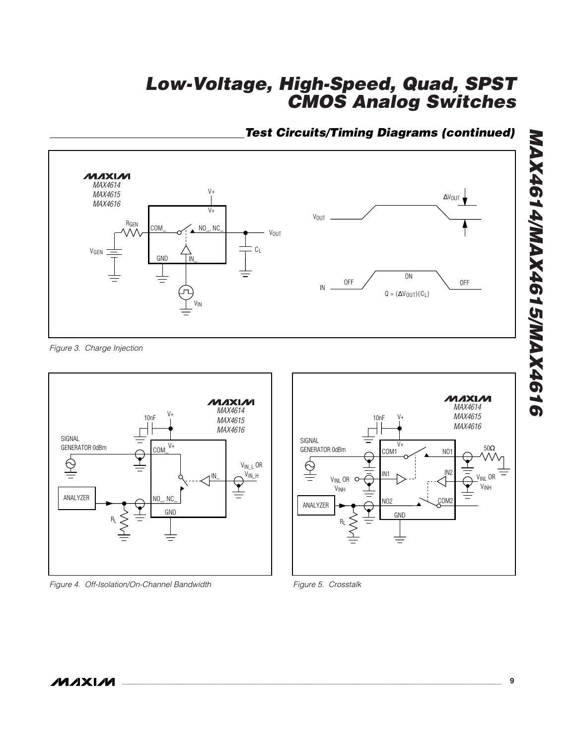## Test Circuits/Timing Diagrams (continued)

$Q = (\Delta V_{OUT})(C_L)$

Figure 3. Charge Injection

Figure 4. Off-Isolation/On-Channel Bandwidth

Figure 5. Crosstalk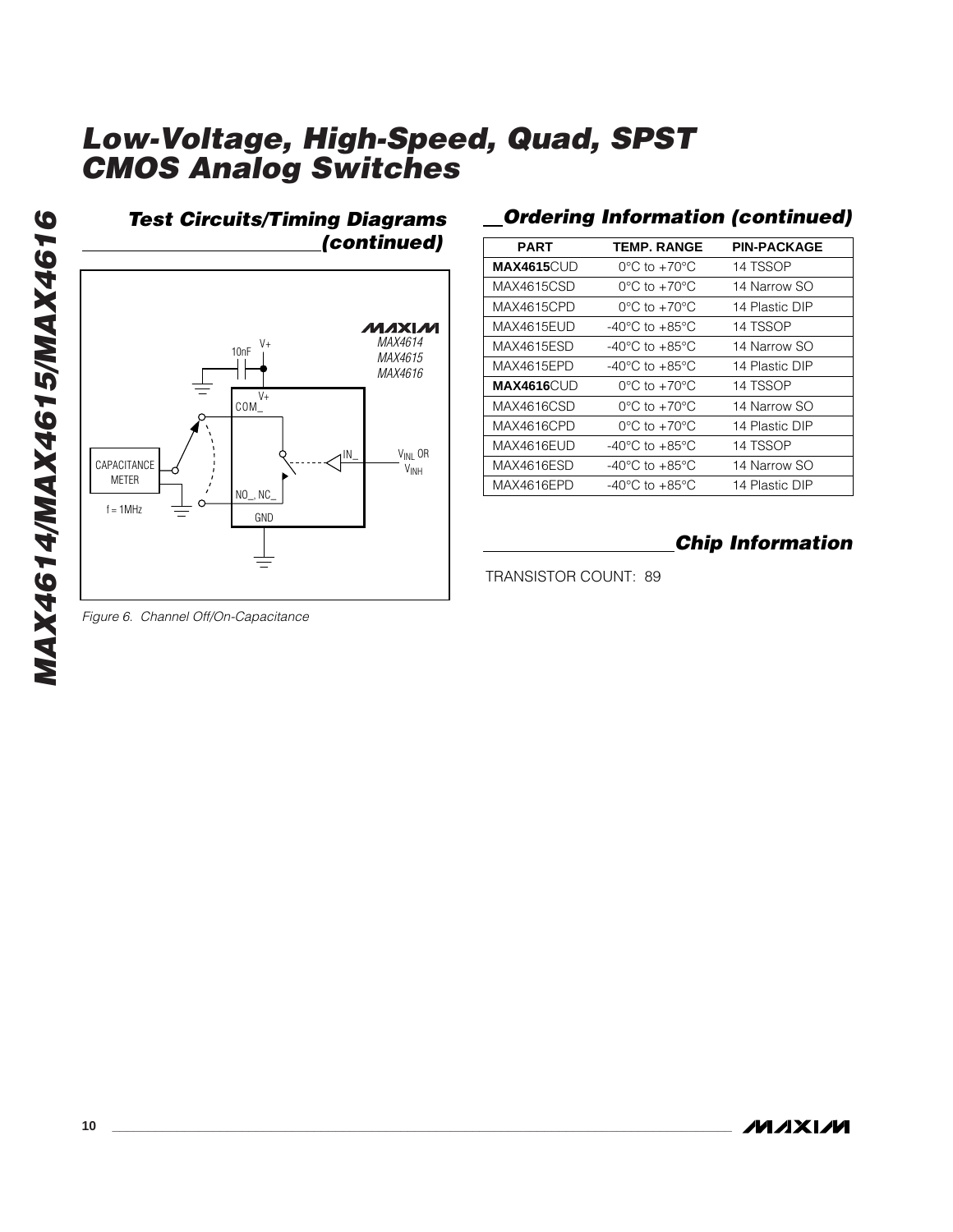## Test Circuits/Timing Diagrams (continued)

Figure 6. Channel Off/On-Capacitance

## Ordering Information (continued)

| PART | TEMP. RANGE | PIN-PACKAGE |
|---|---|---|
| **MAX4615**CUD | 0°C to +70°C | 14 TSSOP |
| MAX4615CSD | 0°C to +70°C | 14 Narrow SO |
| MAX4615CPD | 0°C to +70°C | 14 Plastic DIP |
| MAX4615EUD | -40°C to +85°C | 14 TSSOP |
| MAX4615ESD | -40°C to +85°C | 14 Narrow SO |
| MAX4615EPD | -40°C to +85°C | 14 Plastic DIP |
| **MAX4616**CUD | 0°C to +70°C | 14 TSSOP |
| MAX4616CSD | 0°C to +70°C | 14 Narrow SO |
| MAX4616CPD | 0°C to +70°C | 14 Plastic DIP |
| MAX4616EUD | -40°C to +85°C | 14 TSSOP |
| MAX4616ESD | -40°C to +85°C | 14 Narrow SO |
| MAX4616EPD | -40°C to +85°C | 14 Plastic DIP |

## Chip Information

TRANSISTOR COUNT: 89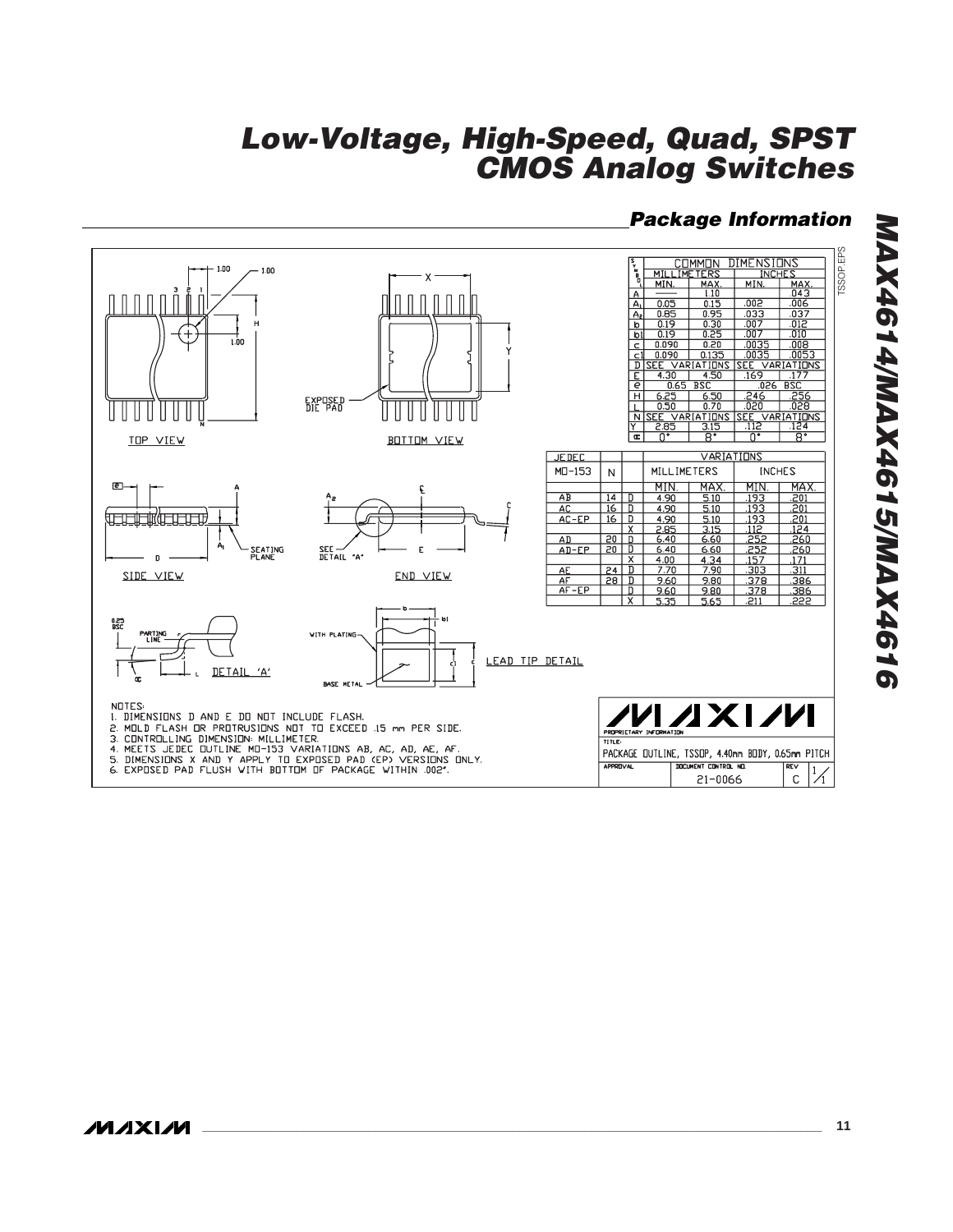## Package Information

TSSOP.EPS

| SYMBOL | MILLIMETERS MIN. | MILLIMETERS MAX. | INCHES MIN. | INCHES MAX. |
|---|---|---|---|---|
| A | — | 1.10 | | .043 |
| A1 | 0.05 | 0.15 | .002 | .006 |
| A2 | 0.85 | 0.95 | .033 | .037 |
| b | 0.19 | 0.30 | .007 | .012 |
| b1 | 0.19 | 0.25 | .007 | .010 |
| c | 0.090 | 0.20 | .0035 | .008 |
| c1 | 0.090 | 0.135 | .0035 | .0053 |
| D | SEE VARIATIONS | | SEE VARIATIONS | |
| E | 4.30 | 4.50 | .169 | .177 |
| e | 0.65 BSC | | .026 BSC | |
| H | 6.25 | 6.50 | .246 | .256 |
| L | 0.50 | 0.70 | .020 | .028 |
| N | SEE VARIATIONS | | SEE VARIATIONS | |
| Y | 2.85 | 3.15 | .112 | .124 |
| α | 0° | 8° | 0° | 8° |

| JEDEC MO-153 | N | | MILLIMETERS MIN. | MILLIMETERS MAX. | INCHES MIN. | INCHES MAX. |
|---|---|---|---|---|---|---|
| AB | 14 | D | 4.90 | 5.10 | .193 | .201 |
| AC | 16 | D | 4.90 | 5.10 | .193 | .201 |
| AC-EP | 16 | D | 4.90 | 5.10 | .193 | .201 |
| | | X | 2.85 | 3.15 | .112 | .124 |
| AD | 20 | D | 6.40 | 6.60 | .252 | .260 |
| AD-EP | 20 | D | 6.40 | 6.60 | .252 | .260 |
| | | X | 4.00 | 4.34 | .157 | .171 |
| AE | 24 | D | 7.70 | 7.90 | .303 | .311 |
| AF | 28 | D | 9.60 | 9.80 | .378 | .386 |
| AF-EP | | D | 9.60 | 9.80 | .378 | .386 |
| | | X | 5.35 | 5.65 | .211 | .222 |

TOP VIEW — BOTTOM VIEW (EXPOSED DIE PAD) — SIDE VIEW — END VIEW — DETAIL 'A' — LEAD TIP DETAIL

NOTES:
1. DIMENSIONS D AND E DO NOT INCLUDE FLASH.
2. MOLD FLASH OR PROTRUSIONS NOT TO EXCEED .15 mm PER SIDE.
3. CONTROLLING DIMENSION: MILLIMETER.
4. MEETS JEDEC OUTLINE MO-153 VARIATIONS AB, AC, AD, AE, AF.
5. DIMENSIONS X AND Y APPLY TO EXPOSED PAD (EP) VERSIONS ONLY.
6. EXPOSED PAD FLUSH WITH BOTTOM OF PACKAGE WITHIN .002".

MAXIM — PROPRIETARY INFORMATION
TITLE: PACKAGE OUTLINE, TSSOP, 4.40mm BODY, 0.65mm PITCH
DOCUMENT CONTROL NO. 21-0066 — REV C — 1/1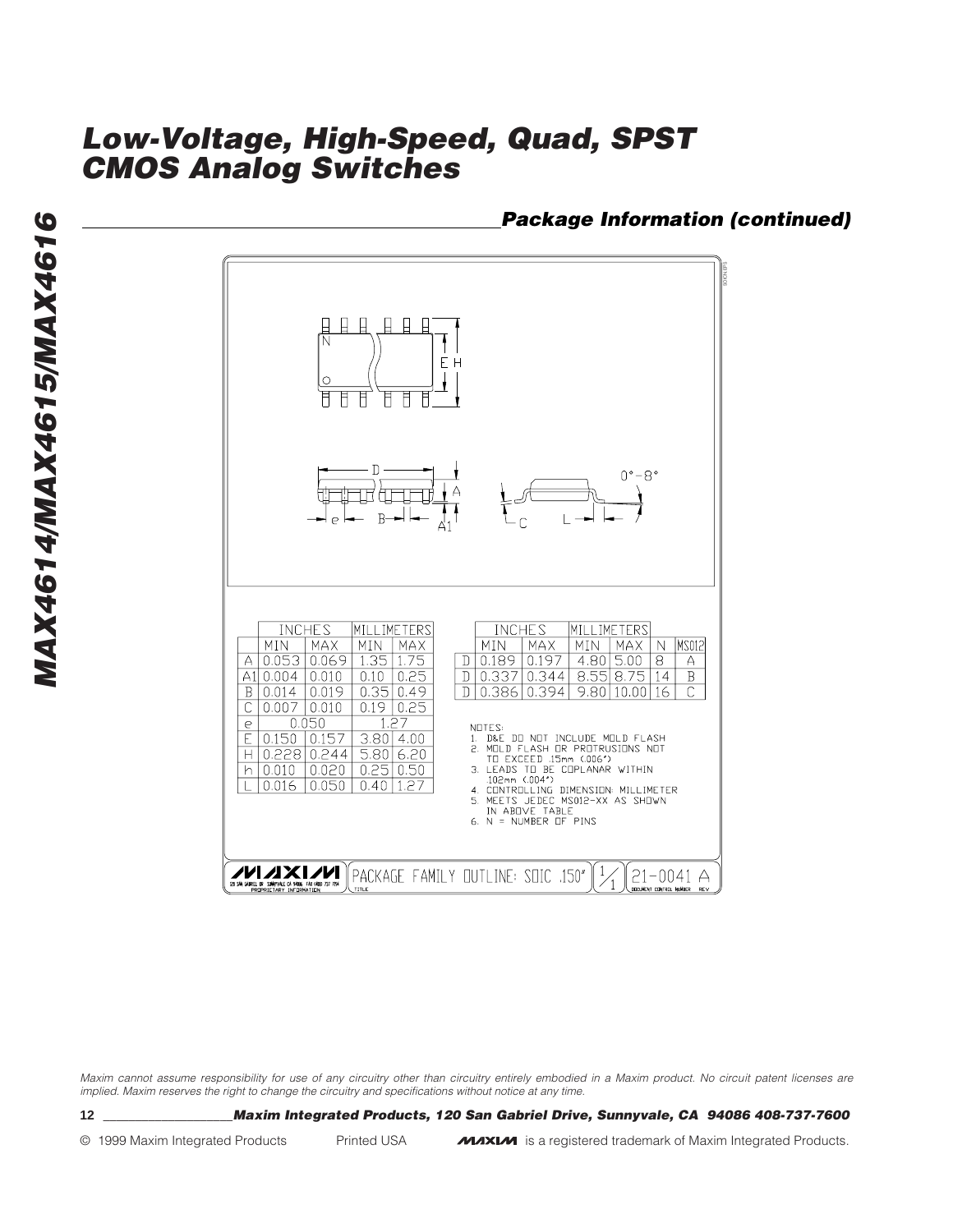## Package Information (continued)

D
E
H
N
A
A1
e
B
C
L
0°-8°

| | INCHES | | MILLIMETERS | |
|---|---|---|---|---|
| | MIN | MAX | MIN | MAX |
| A | 0.053 | 0.069 | 1.35 | 1.75 |
| A1 | 0.004 | 0.010 | 0.10 | 0.25 |
| B | 0.014 | 0.019 | 0.35 | 0.49 |
| C | 0.007 | 0.010 | 0.19 | 0.25 |
| e | 0.050 | | 1.27 | |
| E | 0.150 | 0.157 | 3.80 | 4.00 |
| H | 0.228 | 0.244 | 5.80 | 6.20 |
| h | 0.010 | 0.020 | 0.25 | 0.50 |
| L | 0.016 | 0.050 | 0.40 | 1.27 |

| | INCHES | | MILLIMETERS | | | |
|---|---|---|---|---|---|---|
| | MIN | MAX | MIN | MAX | N | MS012 |
| D | 0.189 | 0.197 | 4.80 | 5.00 | 8 | A |
| D | 0.337 | 0.344 | 8.55 | 8.75 | 14 | B |
| D | 0.386 | 0.394 | 9.80 | 10.00 | 16 | C |

NOTES:
1. D&E DO NOT INCLUDE MOLD FLASH
2. MOLD FLASH OR PROTRUSIONS NOT TO EXCEED .15mm (.006")
3. LEADS TO BE COPLANAR WITHIN .102mm (.004")
4. CONTROLLING DIMENSION: MILLIMETER
5. MEETS JEDEC MS012-XX AS SHOWN IN ABOVE TABLE
6. N = NUMBER OF PINS

MAXIM — 120 SAN GABRIEL DR. SUNNYVALE CA 94086 FAX (408) 737 7194 — PROPRIETARY INFORMATION

TITLE: PACKAGE FAMILY OUTLINE: SOIC .150"

1/1

DOCUMENT CONTROL NUMBER: 21-0041 REV: A

*Maxim cannot assume responsibility for use of any circuitry other than circuitry entirely embodied in a Maxim product. No circuit patent licenses are implied. Maxim reserves the right to change the circuitry and specifications without notice at any time.*

***Maxim Integrated Products, 120 San Gabriel Drive, Sunnyvale, CA 94086 408-737-7600***

© 1999 Maxim Integrated Products    Printed USA    MAXIM is a registered trademark of Maxim Integrated Products.